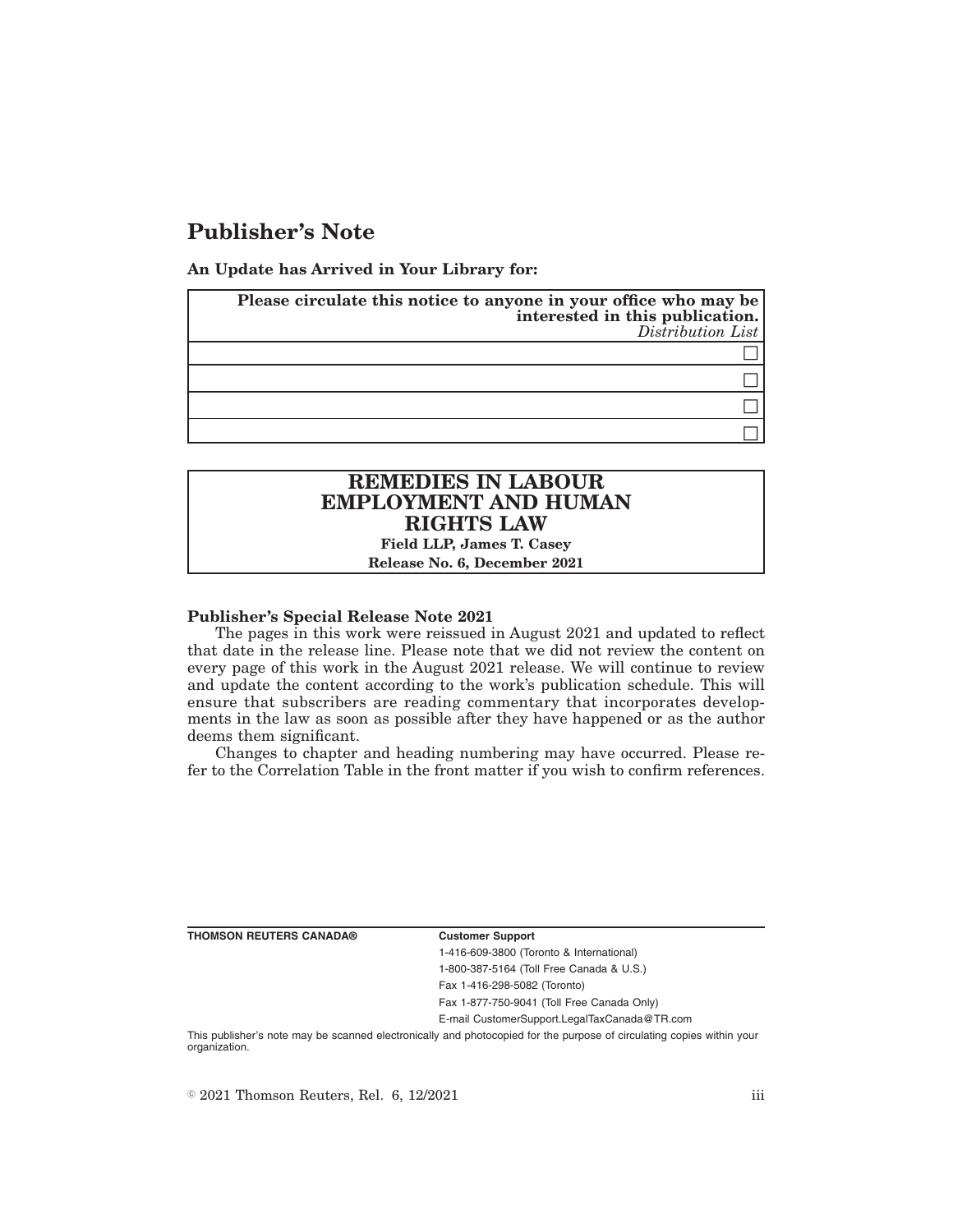# Publisher's Note

**An Update has Arrived in Your Library for:**

| **Please circulate this notice to anyone in your office who may be interested in this publication.** *Distribution List* |
|---|
| ☐ |
| ☐ |
| ☐ |
| ☐ |

**REMEDIES IN LABOUR EMPLOYMENT AND HUMAN RIGHTS LAW**

**Field LLP, James T. Casey**

**Release No. 6, December 2021**

**Publisher's Special Release Note 2021**

The pages in this work were reissued in August 2021 and updated to reflect that date in the release line. Please note that we did not review the content on every page of this work in the August 2021 release. We will continue to review and update the content according to the work's publication schedule. This will ensure that subscribers are reading commentary that incorporates developments in the law as soon as possible after they have happened or as the author deems them significant.

Changes to chapter and heading numbering may have occurred. Please refer to the Correlation Table in the front matter if you wish to confirm references.

**THOMSON REUTERS CANADA®**

**Customer Support**

1-416-609-3800 (Toronto & International)

1-800-387-5164 (Toll Free Canada & U.S.)

Fax 1-416-298-5082 (Toronto)

Fax 1-877-750-9041 (Toll Free Canada Only)

E-mail CustomerSupport.LegalTaxCanada@TR.com

This publisher's note may be scanned electronically and photocopied for the purpose of circulating copies within your organization.

© 2021 Thomson Reuters, Rel. 6, 12/2021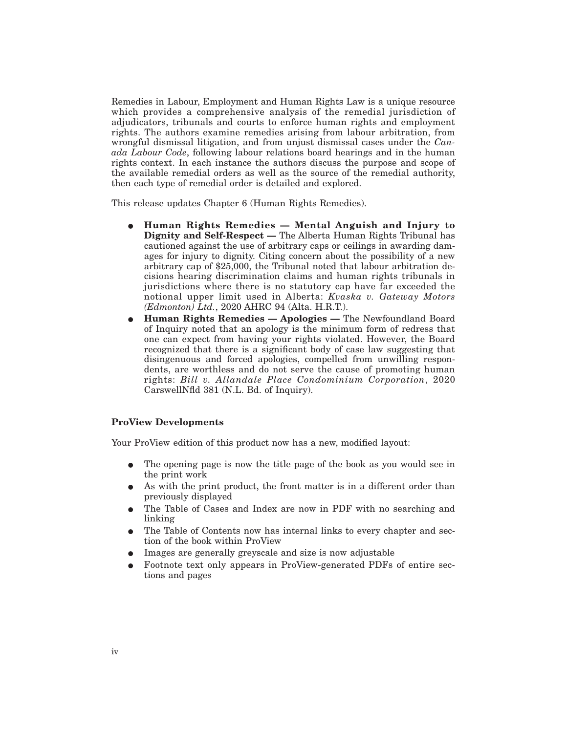Remedies in Labour, Employment and Human Rights Law is a unique resource which provides a comprehensive analysis of the remedial jurisdiction of adjudicators, tribunals and courts to enforce human rights and employment rights. The authors examine remedies arising from labour arbitration, from wrongful dismissal litigation, and from unjust dismissal cases under the *Canada Labour Code*, following labour relations board hearings and in the human rights context. In each instance the authors discuss the purpose and scope of the available remedial orders as well as the source of the remedial authority, then each type of remedial order is detailed and explored.

This release updates Chapter 6 (Human Rights Remedies).

- **Human Rights Remedies — Mental Anguish and Injury to Dignity and Self-Respect —** The Alberta Human Rights Tribunal has cautioned against the use of arbitrary caps or ceilings in awarding damages for injury to dignity. Citing concern about the possibility of a new arbitrary cap of $25,000, the Tribunal noted that labour arbitration decisions hearing discrimination claims and human rights tribunals in jurisdictions where there is no statutory cap have far exceeded the notional upper limit used in Alberta: *Kvaska v. Gateway Motors (Edmonton) Ltd.*, 2020 AHRC 94 (Alta. H.R.T.).
- **Human Rights Remedies — Apologies —** The Newfoundland Board of Inquiry noted that an apology is the minimum form of redress that one can expect from having your rights violated. However, the Board recognized that there is a significant body of case law suggesting that disingenuous and forced apologies, compelled from unwilling respondents, are worthless and do not serve the cause of promoting human rights: *Bill v. Allandale Place Condominium Corporation*, 2020 CarswellNfld 381 (N.L. Bd. of Inquiry).

**ProView Developments**

Your ProView edition of this product now has a new, modified layout:

- The opening page is now the title page of the book as you would see in the print work
- As with the print product, the front matter is in a different order than previously displayed
- The Table of Cases and Index are now in PDF with no searching and linking
- The Table of Contents now has internal links to every chapter and section of the book within ProView
- Images are generally greyscale and size is now adjustable
- Footnote text only appears in ProView-generated PDFs of entire sections and pages